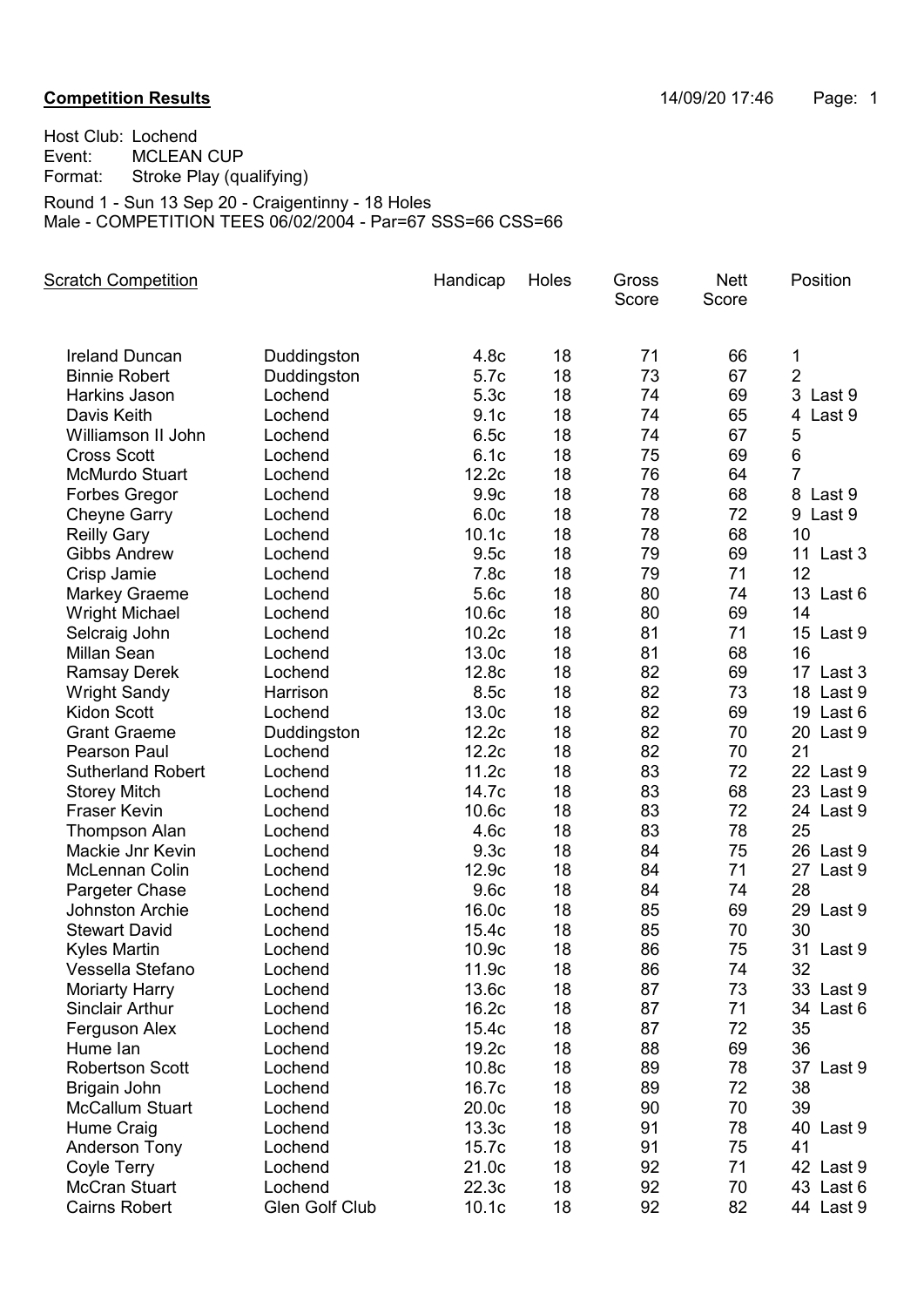**Competition Results**

14/09/20 17:46

Host Club: Lochend
Event: MCLEAN CUP
Format: Stroke Play (qualifying)

Round 1 - Sun 13 Sep 20 - Craigentinny - 18 Holes
Male - COMPETITION TEES 06/02/2004 - Par=67 SSS=66 CSS=66

| Scratch Competition | | Handicap | Holes | Gross Score | Nett Score | Position |
|---|---|---|---|---|---|---|
| Ireland Duncan | Duddingston | 4.8c | 18 | 71 | 66 | 1 |
| Binnie Robert | Duddingston | 5.7c | 18 | 73 | 67 | 2 |
| Harkins Jason | Lochend | 5.3c | 18 | 74 | 69 | 3 Last 9 |
| Davis Keith | Lochend | 9.1c | 18 | 74 | 65 | 4 Last 9 |
| Williamson II John | Lochend | 6.5c | 18 | 74 | 67 | 5 |
| Cross Scott | Lochend | 6.1c | 18 | 75 | 69 | 6 |
| McMurdo Stuart | Lochend | 12.2c | 18 | 76 | 64 | 7 |
| Forbes Gregor | Lochend | 9.9c | 18 | 78 | 68 | 8 Last 9 |
| Cheyne Garry | Lochend | 6.0c | 18 | 78 | 72 | 9 Last 9 |
| Reilly Gary | Lochend | 10.1c | 18 | 78 | 68 | 10 |
| Gibbs Andrew | Lochend | 9.5c | 18 | 79 | 69 | 11 Last 3 |
| Crisp Jamie | Lochend | 7.8c | 18 | 79 | 71 | 12 |
| Markey Graeme | Lochend | 5.6c | 18 | 80 | 74 | 13 Last 6 |
| Wright Michael | Lochend | 10.6c | 18 | 80 | 69 | 14 |
| Selcraig John | Lochend | 10.2c | 18 | 81 | 71 | 15 Last 9 |
| Millan Sean | Lochend | 13.0c | 18 | 81 | 68 | 16 |
| Ramsay Derek | Lochend | 12.8c | 18 | 82 | 69 | 17 Last 3 |
| Wright Sandy | Harrison | 8.5c | 18 | 82 | 73 | 18 Last 9 |
| Kidon Scott | Lochend | 13.0c | 18 | 82 | 69 | 19 Last 6 |
| Grant Graeme | Duddingston | 12.2c | 18 | 82 | 70 | 20 Last 9 |
| Pearson Paul | Lochend | 12.2c | 18 | 82 | 70 | 21 |
| Sutherland Robert | Lochend | 11.2c | 18 | 83 | 72 | 22 Last 9 |
| Storey Mitch | Lochend | 14.7c | 18 | 83 | 68 | 23 Last 9 |
| Fraser Kevin | Lochend | 10.6c | 18 | 83 | 72 | 24 Last 9 |
| Thompson Alan | Lochend | 4.6c | 18 | 83 | 78 | 25 |
| Mackie Jnr Kevin | Lochend | 9.3c | 18 | 84 | 75 | 26 Last 9 |
| McLennan Colin | Lochend | 12.9c | 18 | 84 | 71 | 27 Last 9 |
| Pargeter Chase | Lochend | 9.6c | 18 | 84 | 74 | 28 |
| Johnston Archie | Lochend | 16.0c | 18 | 85 | 69 | 29 Last 9 |
| Stewart David | Lochend | 15.4c | 18 | 85 | 70 | 30 |
| Kyles Martin | Lochend | 10.9c | 18 | 86 | 75 | 31 Last 9 |
| Vessella Stefano | Lochend | 11.9c | 18 | 86 | 74 | 32 |
| Moriarty Harry | Lochend | 13.6c | 18 | 87 | 73 | 33 Last 9 |
| Sinclair Arthur | Lochend | 16.2c | 18 | 87 | 71 | 34 Last 6 |
| Ferguson Alex | Lochend | 15.4c | 18 | 87 | 72 | 35 |
| Hume Ian | Lochend | 19.2c | 18 | 88 | 69 | 36 |
| Robertson Scott | Lochend | 10.8c | 18 | 89 | 78 | 37 Last 9 |
| Brigain John | Lochend | 16.7c | 18 | 89 | 72 | 38 |
| McCallum Stuart | Lochend | 20.0c | 18 | 90 | 70 | 39 |
| Hume Craig | Lochend | 13.3c | 18 | 91 | 78 | 40 Last 9 |
| Anderson Tony | Lochend | 15.7c | 18 | 91 | 75 | 41 |
| Coyle Terry | Lochend | 21.0c | 18 | 92 | 71 | 42 Last 9 |
| McCran Stuart | Lochend | 22.3c | 18 | 92 | 70 | 43 Last 6 |
| Cairns Robert | Glen Golf Club | 10.1c | 18 | 92 | 82 | 44 Last 9 |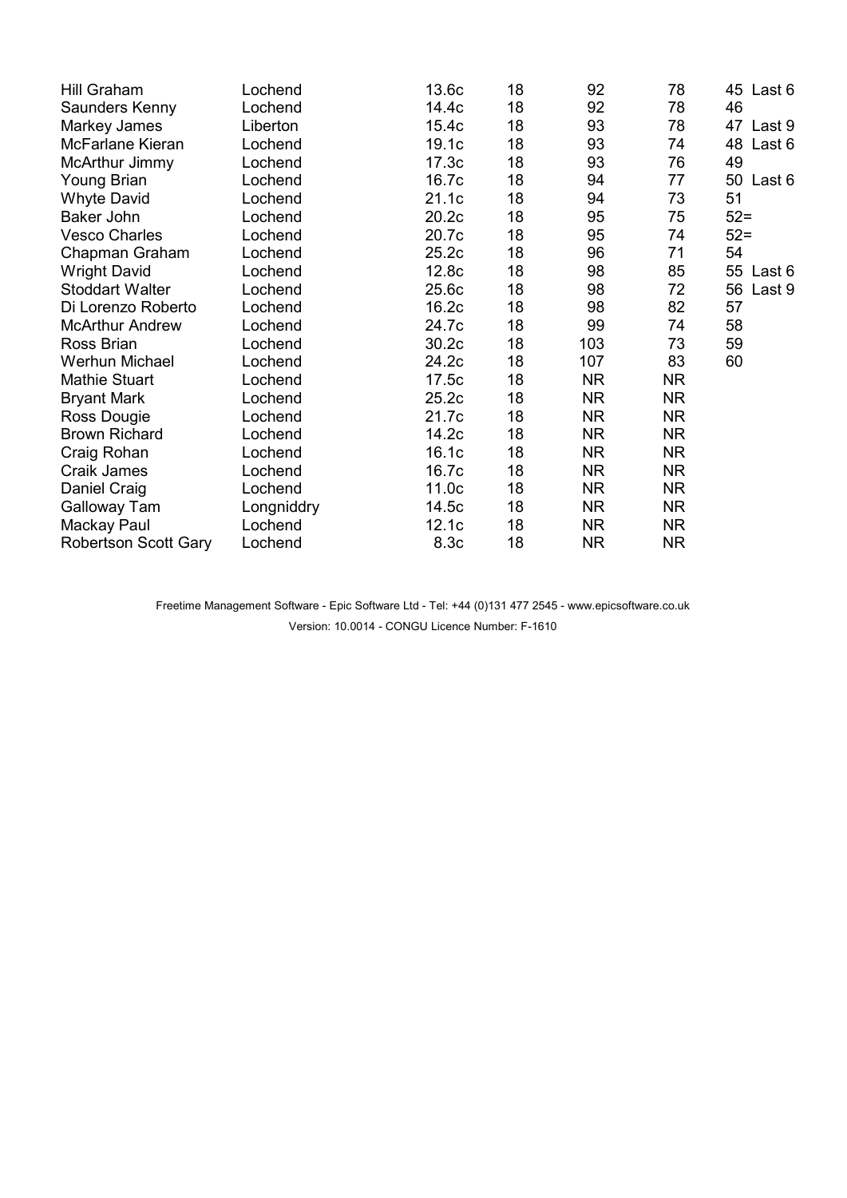| | | | | | | | |
|---|---|---|---|---|---|---|---|
| Hill Graham | Lochend | 13.6c | 18 | 92 | 78 | 45 | Last 6 |
| Saunders Kenny | Lochend | 14.4c | 18 | 92 | 78 | 46 | |
| Markey James | Liberton | 15.4c | 18 | 93 | 78 | 47 | Last 9 |
| McFarlane Kieran | Lochend | 19.1c | 18 | 93 | 74 | 48 | Last 6 |
| McArthur Jimmy | Lochend | 17.3c | 18 | 93 | 76 | 49 | |
| Young Brian | Lochend | 16.7c | 18 | 94 | 77 | 50 | Last 6 |
| Whyte David | Lochend | 21.1c | 18 | 94 | 73 | 51 | |
| Baker John | Lochend | 20.2c | 18 | 95 | 75 | 52= | |
| Vesco Charles | Lochend | 20.7c | 18 | 95 | 74 | 52= | |
| Chapman Graham | Lochend | 25.2c | 18 | 96 | 71 | 54 | |
| Wright David | Lochend | 12.8c | 18 | 98 | 85 | 55 | Last 6 |
| Stoddart Walter | Lochend | 25.6c | 18 | 98 | 72 | 56 | Last 9 |
| Di Lorenzo Roberto | Lochend | 16.2c | 18 | 98 | 82 | 57 | |
| McArthur Andrew | Lochend | 24.7c | 18 | 99 | 74 | 58 | |
| Ross Brian | Lochend | 30.2c | 18 | 103 | 73 | 59 | |
| Werhun Michael | Lochend | 24.2c | 18 | 107 | 83 | 60 | |
| Mathie Stuart | Lochend | 17.5c | 18 | NR | NR | | |
| Bryant Mark | Lochend | 25.2c | 18 | NR | NR | | |
| Ross Dougie | Lochend | 21.7c | 18 | NR | NR | | |
| Brown Richard | Lochend | 14.2c | 18 | NR | NR | | |
| Craig Rohan | Lochend | 16.1c | 18 | NR | NR | | |
| Craik James | Lochend | 16.7c | 18 | NR | NR | | |
| Daniel Craig | Lochend | 11.0c | 18 | NR | NR | | |
| Galloway Tam | Longniddry | 14.5c | 18 | NR | NR | | |
| Mackay Paul | Lochend | 12.1c | 18 | NR | NR | | |
| Robertson Scott Gary | Lochend | 8.3c | 18 | NR | NR | | |

Freetime Management Software - Epic Software Ltd - Tel: +44 (0)131 477 2545 - www.epicsoftware.co.uk

Version: 10.0014 - CONGU Licence Number: F-1610